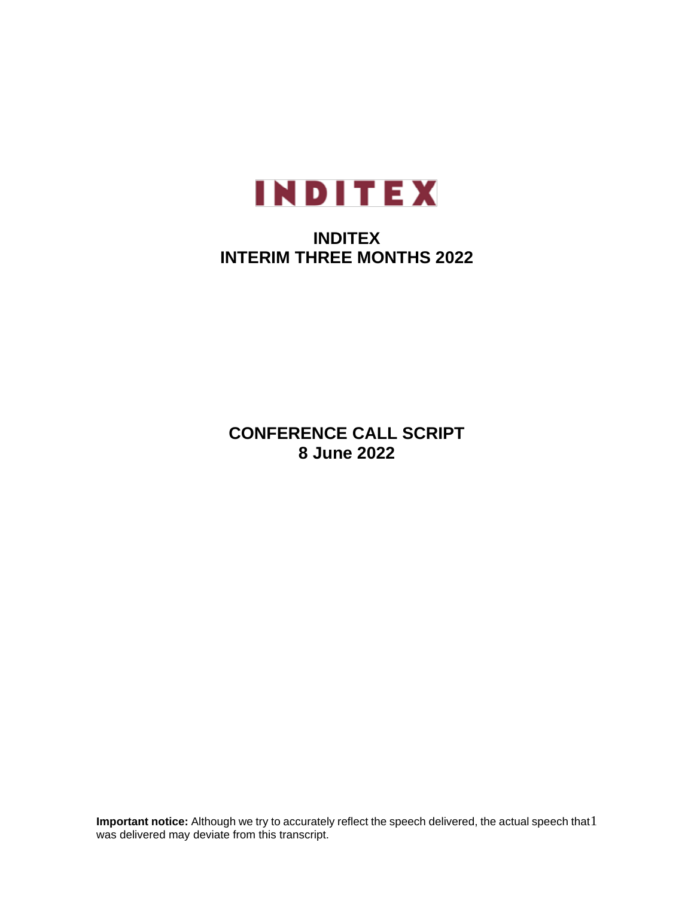# INDITEX

## INDITEX
## INTERIM THREE MONTHS 2022

## CONFERENCE CALL SCRIPT
## 8 June 2022

**Important notice:** Although we try to accurately reflect the speech delivered, the actual speech that was delivered may deviate from this transcript.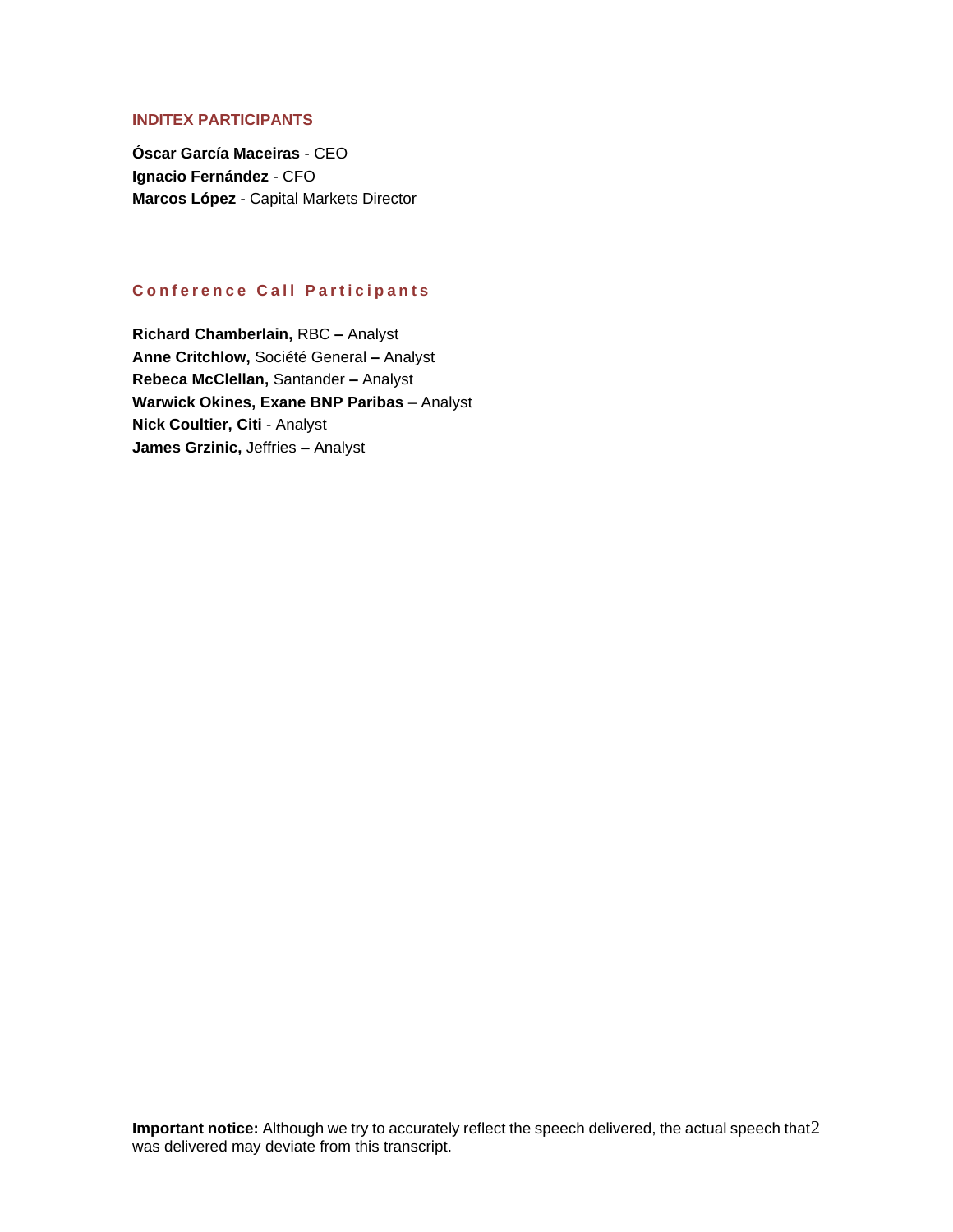## INDITEX PARTICIPANTS

**Óscar García Maceiras** - CEO
**Ignacio Fernández** - CFO
**Marcos López** - Capital Markets Director

## Conference Call Participants

**Richard Chamberlain,** RBC **–** Analyst
**Anne Critchlow,** Société General **–** Analyst
**Rebeca McClellan,** Santander **–** Analyst
**Warwick Okines, Exane BNP Paribas** – Analyst
**Nick Coultier, Citi** - Analyst
**James Grzinic,** Jefferies **–** Analyst

**Important notice:** Although we try to accurately reflect the speech delivered, the actual speech that was delivered may deviate from this transcript.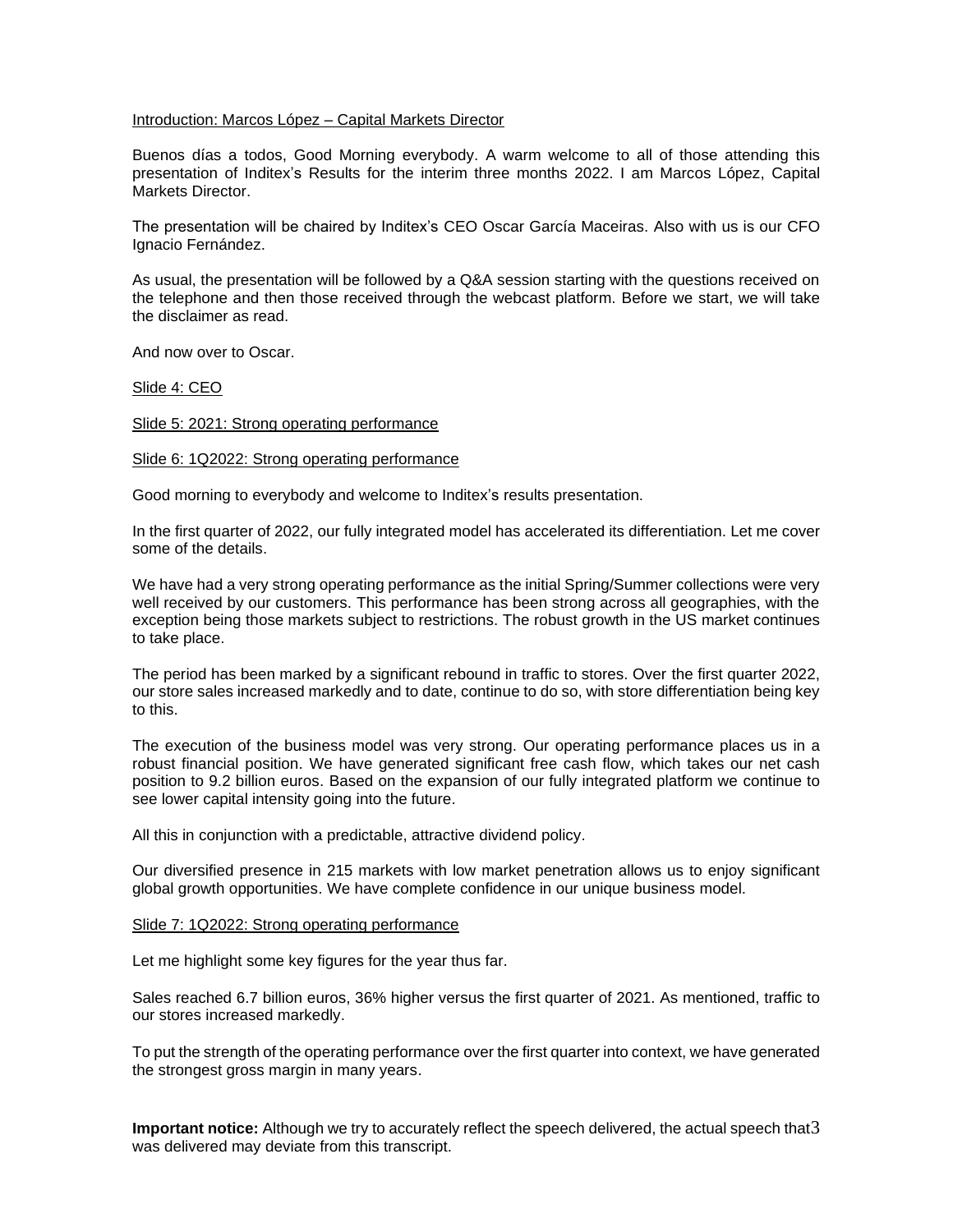Introduction: Marcos López – Capital Markets Director

Buenos días a todos, Good Morning everybody. A warm welcome to all of those attending this presentation of Inditex's Results for the interim three months 2022. I am Marcos López, Capital Markets Director.

The presentation will be chaired by Inditex's CEO Oscar García Maceiras. Also with us is our CFO Ignacio Fernández.

As usual, the presentation will be followed by a Q&A session starting with the questions received on the telephone and then those received through the webcast platform. Before we start, we will take the disclaimer as read.

And now over to Oscar.

Slide 4: CEO

Slide 5: 2021: Strong operating performance

Slide 6: 1Q2022: Strong operating performance

Good morning to everybody and welcome to Inditex's results presentation.

In the first quarter of 2022, our fully integrated model has accelerated its differentiation. Let me cover some of the details.

We have had a very strong operating performance as the initial Spring/Summer collections were very well received by our customers. This performance has been strong across all geographies, with the exception being those markets subject to restrictions. The robust growth in the US market continues to take place.

The period has been marked by a significant rebound in traffic to stores. Over the first quarter 2022, our store sales increased markedly and to date, continue to do so, with store differentiation being key to this.

The execution of the business model was very strong. Our operating performance places us in a robust financial position. We have generated significant free cash flow, which takes our net cash position to 9.2 billion euros. Based on the expansion of our fully integrated platform we continue to see lower capital intensity going into the future.

All this in conjunction with a predictable, attractive dividend policy.

Our diversified presence in 215 markets with low market penetration allows us to enjoy significant global growth opportunities. We have complete confidence in our unique business model.

Slide 7: 1Q2022: Strong operating performance

Let me highlight some key figures for the year thus far.

Sales reached 6.7 billion euros, 36% higher versus the first quarter of 2021. As mentioned, traffic to our stores increased markedly.

To put the strength of the operating performance over the first quarter into context, we have generated the strongest gross margin in many years.

**Important notice:** Although we try to accurately reflect the speech delivered, the actual speech that was delivered may deviate from this transcript.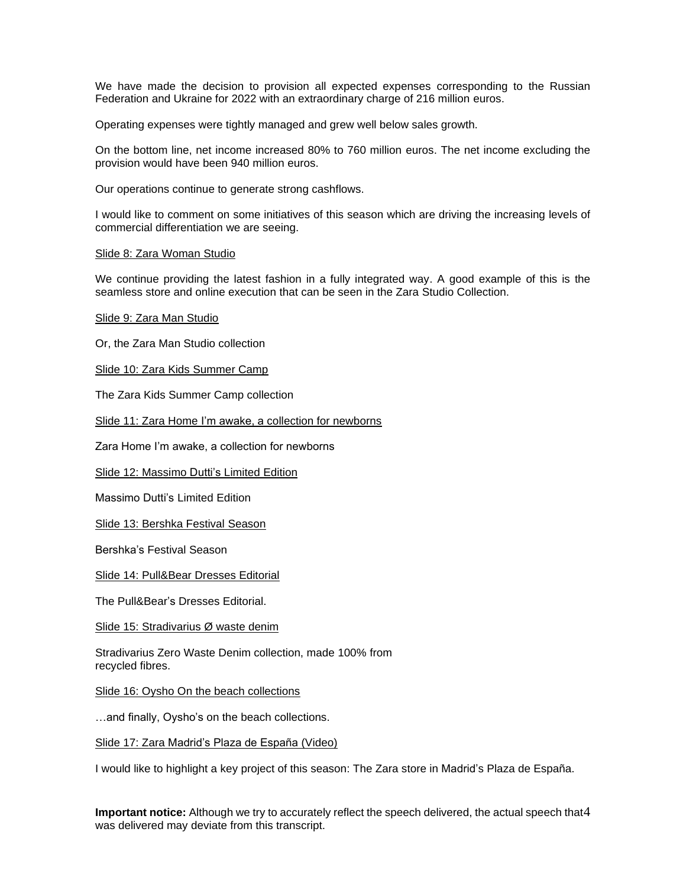We have made the decision to provision all expected expenses corresponding to the Russian Federation and Ukraine for 2022 with an extraordinary charge of 216 million euros.

Operating expenses were tightly managed and grew well below sales growth.

On the bottom line, net income increased 80% to 760 million euros. The net income excluding the provision would have been 940 million euros.

Our operations continue to generate strong cashflows.

I would like to comment on some initiatives of this season which are driving the increasing levels of commercial differentiation we are seeing.

<u>Slide 8: Zara Woman Studio</u>

We continue providing the latest fashion in a fully integrated way. A good example of this is the seamless store and online execution that can be seen in the Zara Studio Collection.

<u>Slide 9: Zara Man Studio</u>

Or, the Zara Man Studio collection

<u>Slide 10: Zara Kids Summer Camp</u>

The Zara Kids Summer Camp collection

<u>Slide 11: Zara Home I'm awake, a collection for newborns</u>

Zara Home I'm awake, a collection for newborns

<u>Slide 12: Massimo Dutti's Limited Edition</u>

Massimo Dutti's Limited Edition

<u>Slide 13: Bershka Festival Season</u>

Bershka's Festival Season

<u>Slide 14: Pull&Bear Dresses Editorial</u>

The Pull&Bear's Dresses Editorial.

<u>Slide 15: Stradivarius Ø waste denim</u>

Stradivarius Zero Waste Denim collection, made 100% from recycled fibres.

<u>Slide 16: Oysho On the beach collections</u>

…and finally, Oysho's on the beach collections.

<u>Slide 17: Zara Madrid's Plaza de España (Video)</u>

I would like to highlight a key project of this season: The Zara store in Madrid's Plaza de España.

**Important notice:** Although we try to accurately reflect the speech delivered, the actual speech that was delivered may deviate from this transcript.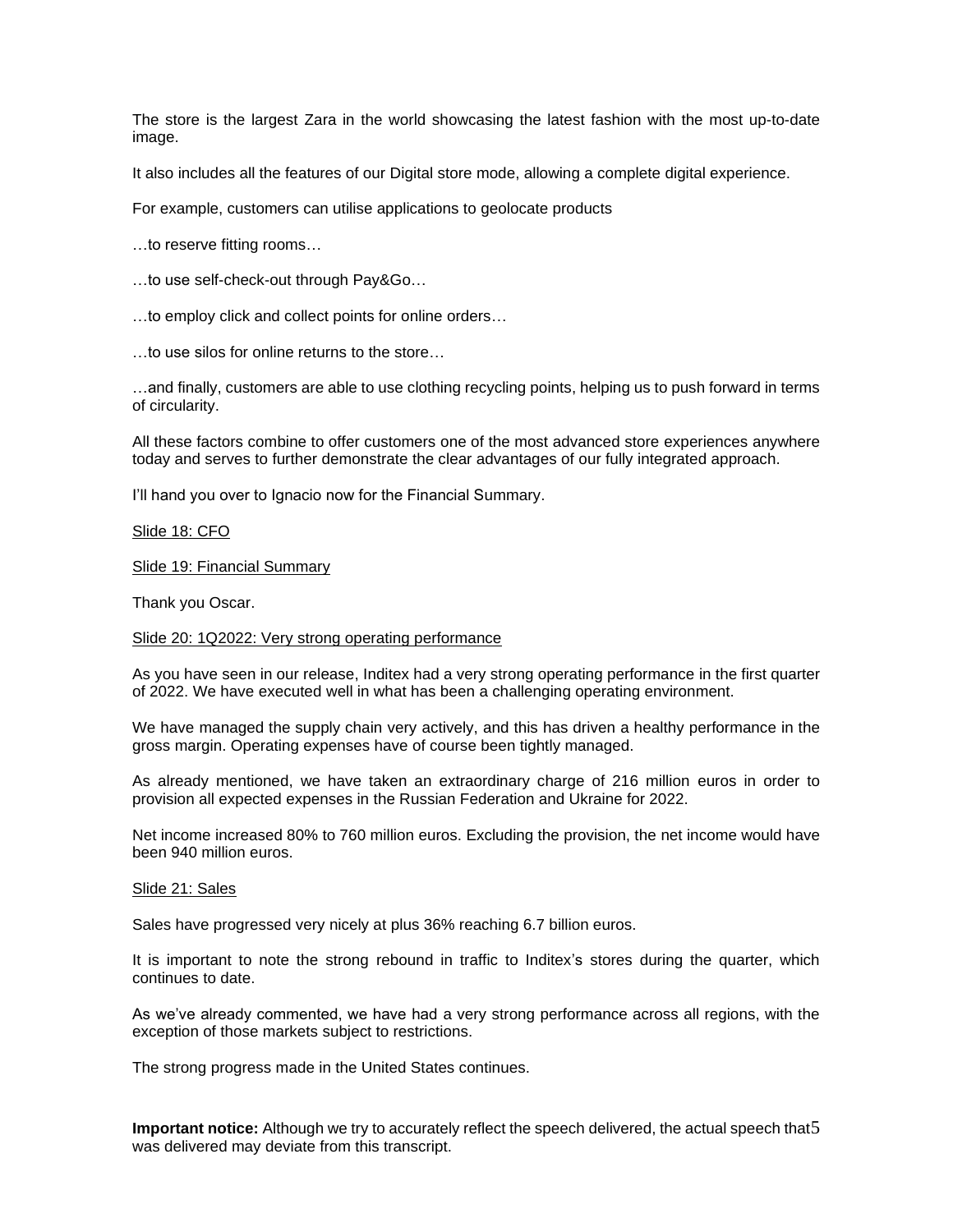The store is the largest Zara in the world showcasing the latest fashion with the most up-to-date image.

It also includes all the features of our Digital store mode, allowing a complete digital experience.

For example, customers can utilise applications to geolocate products

…to reserve fitting rooms…

…to use self-check-out through Pay&Go…

…to employ click and collect points for online orders…

…to use silos for online returns to the store…

…and finally, customers are able to use clothing recycling points, helping us to push forward in terms of circularity.

All these factors combine to offer customers one of the most advanced store experiences anywhere today and serves to further demonstrate the clear advantages of our fully integrated approach.

I'll hand you over to Ignacio now for the Financial Summary.

<u>Slide 18: CFO</u>

<u>Slide 19: Financial Summary</u>

Thank you Oscar.

<u>Slide 20: 1Q2022: Very strong operating performance</u>

As you have seen in our release, Inditex had a very strong operating performance in the first quarter of 2022. We have executed well in what has been a challenging operating environment.

We have managed the supply chain very actively, and this has driven a healthy performance in the gross margin. Operating expenses have of course been tightly managed.

As already mentioned, we have taken an extraordinary charge of 216 million euros in order to provision all expected expenses in the Russian Federation and Ukraine for 2022.

Net income increased 80% to 760 million euros. Excluding the provision, the net income would have been 940 million euros.

<u>Slide 21: Sales</u>

Sales have progressed very nicely at plus 36% reaching 6.7 billion euros.

It is important to note the strong rebound in traffic to Inditex's stores during the quarter, which continues to date.

As we've already commented, we have had a very strong performance across all regions, with the exception of those markets subject to restrictions.

The strong progress made in the United States continues.

**Important notice:** Although we try to accurately reflect the speech delivered, the actual speech that was delivered may deviate from this transcript.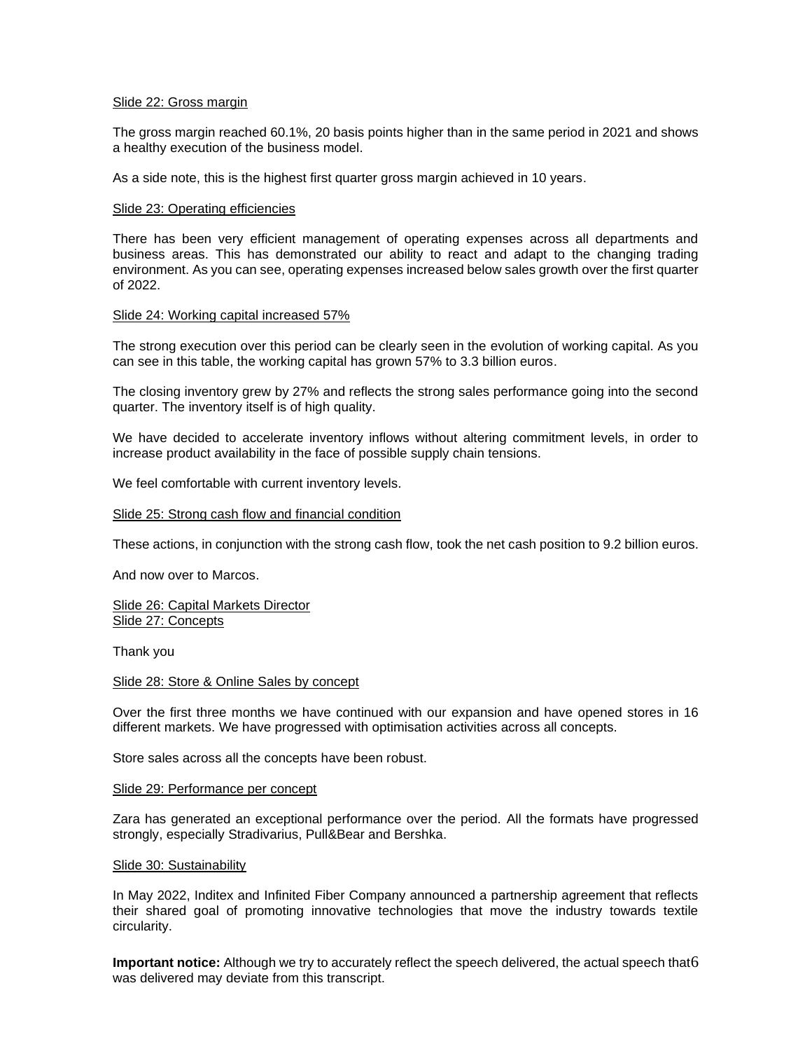Slide 22: Gross margin

The gross margin reached 60.1%, 20 basis points higher than in the same period in 2021 and shows a healthy execution of the business model.

As a side note, this is the highest first quarter gross margin achieved in 10 years.

Slide 23: Operating efficiencies

There has been very efficient management of operating expenses across all departments and business areas. This has demonstrated our ability to react and adapt to the changing trading environment. As you can see, operating expenses increased below sales growth over the first quarter of 2022.

Slide 24: Working capital increased 57%

The strong execution over this period can be clearly seen in the evolution of working capital. As you can see in this table, the working capital has grown 57% to 3.3 billion euros.

The closing inventory grew by 27% and reflects the strong sales performance going into the second quarter. The inventory itself is of high quality.

We have decided to accelerate inventory inflows without altering commitment levels, in order to increase product availability in the face of possible supply chain tensions.

We feel comfortable with current inventory levels.

Slide 25: Strong cash flow and financial condition

These actions, in conjunction with the strong cash flow, took the net cash position to 9.2 billion euros.

And now over to Marcos.

Slide 26: Capital Markets Director
Slide 27: Concepts

Thank you

Slide 28: Store & Online Sales by concept

Over the first three months we have continued with our expansion and have opened stores in 16 different markets. We have progressed with optimisation activities across all concepts.

Store sales across all the concepts have been robust.

Slide 29: Performance per concept

Zara has generated an exceptional performance over the period. All the formats have progressed strongly, especially Stradivarius, Pull&Bear and Bershka.

Slide 30: Sustainability

In May 2022, Inditex and Infinited Fiber Company announced a partnership agreement that reflects their shared goal of promoting innovative technologies that move the industry towards textile circularity.

**Important notice:** Although we try to accurately reflect the speech delivered, the actual speech that was delivered may deviate from this transcript.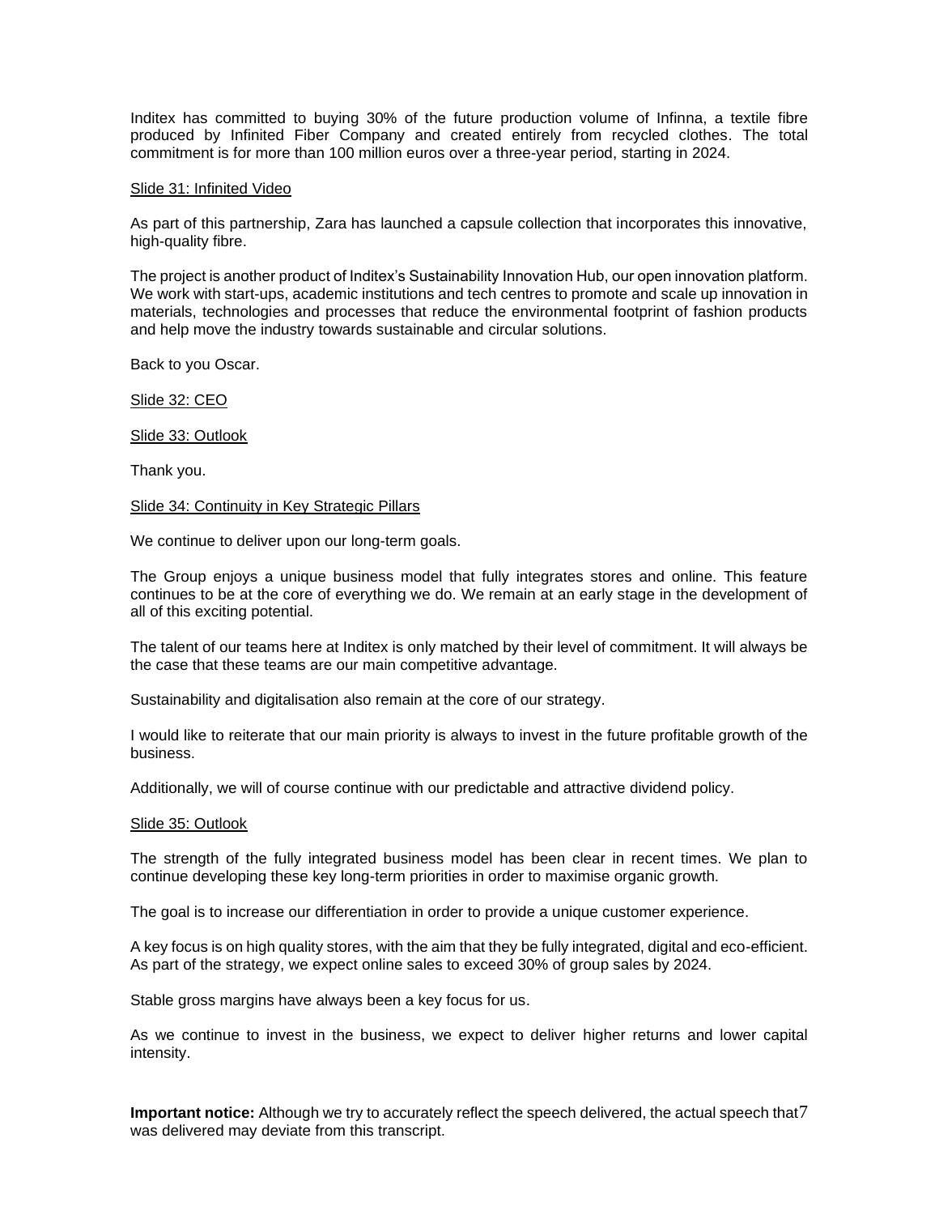Inditex has committed to buying 30% of the future production volume of Infinna, a textile fibre produced by Infinited Fiber Company and created entirely from recycled clothes. The total commitment is for more than 100 million euros over a three-year period, starting in 2024.

Slide 31: Infinited Video

As part of this partnership, Zara has launched a capsule collection that incorporates this innovative, high-quality fibre.

The project is another product of Inditex's Sustainability Innovation Hub, our open innovation platform. We work with start-ups, academic institutions and tech centres to promote and scale up innovation in materials, technologies and processes that reduce the environmental footprint of fashion products and help move the industry towards sustainable and circular solutions.

Back to you Oscar.

Slide 32: CEO

Slide 33: Outlook

Thank you.

Slide 34: Continuity in Key Strategic Pillars

We continue to deliver upon our long-term goals.

The Group enjoys a unique business model that fully integrates stores and online. This feature continues to be at the core of everything we do. We remain at an early stage in the development of all of this exciting potential.

The talent of our teams here at Inditex is only matched by their level of commitment. It will always be the case that these teams are our main competitive advantage.

Sustainability and digitalisation also remain at the core of our strategy.

I would like to reiterate that our main priority is always to invest in the future profitable growth of the business.

Additionally, we will of course continue with our predictable and attractive dividend policy.

Slide 35: Outlook

The strength of the fully integrated business model has been clear in recent times. We plan to continue developing these key long-term priorities in order to maximise organic growth.

The goal is to increase our differentiation in order to provide a unique customer experience.

A key focus is on high quality stores, with the aim that they be fully integrated, digital and eco-efficient. As part of the strategy, we expect online sales to exceed 30% of group sales by 2024.

Stable gross margins have always been a key focus for us.

As we continue to invest in the business, we expect to deliver higher returns and lower capital intensity.

**Important notice:** Although we try to accurately reflect the speech delivered, the actual speech that was delivered may deviate from this transcript.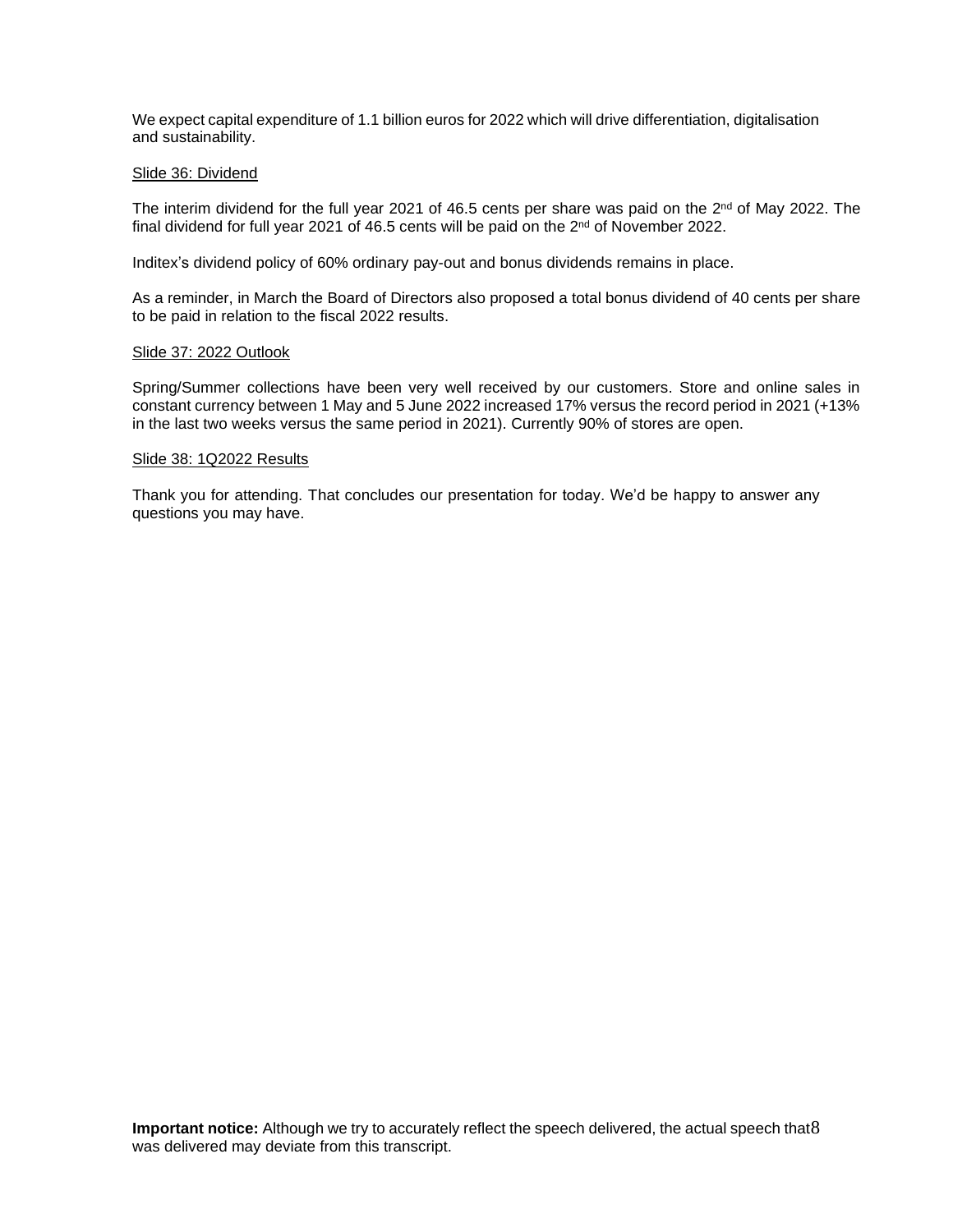We expect capital expenditure of 1.1 billion euros for 2022 which will drive differentiation, digitalisation and sustainability.

Slide 36: Dividend

The interim dividend for the full year 2021 of 46.5 cents per share was paid on the 2nd of May 2022. The final dividend for full year 2021 of 46.5 cents will be paid on the 2nd of November 2022.

Inditex's dividend policy of 60% ordinary pay-out and bonus dividends remains in place.

As a reminder, in March the Board of Directors also proposed a total bonus dividend of 40 cents per share to be paid in relation to the fiscal 2022 results.

Slide 37: 2022 Outlook

Spring/Summer collections have been very well received by our customers. Store and online sales in constant currency between 1 May and 5 June 2022 increased 17% versus the record period in 2021 (+13% in the last two weeks versus the same period in 2021). Currently 90% of stores are open.

Slide 38: 1Q2022 Results

Thank you for attending. That concludes our presentation for today. We'd be happy to answer any questions you may have.

**Important notice:** Although we try to accurately reflect the speech delivered, the actual speech that was delivered may deviate from this transcript.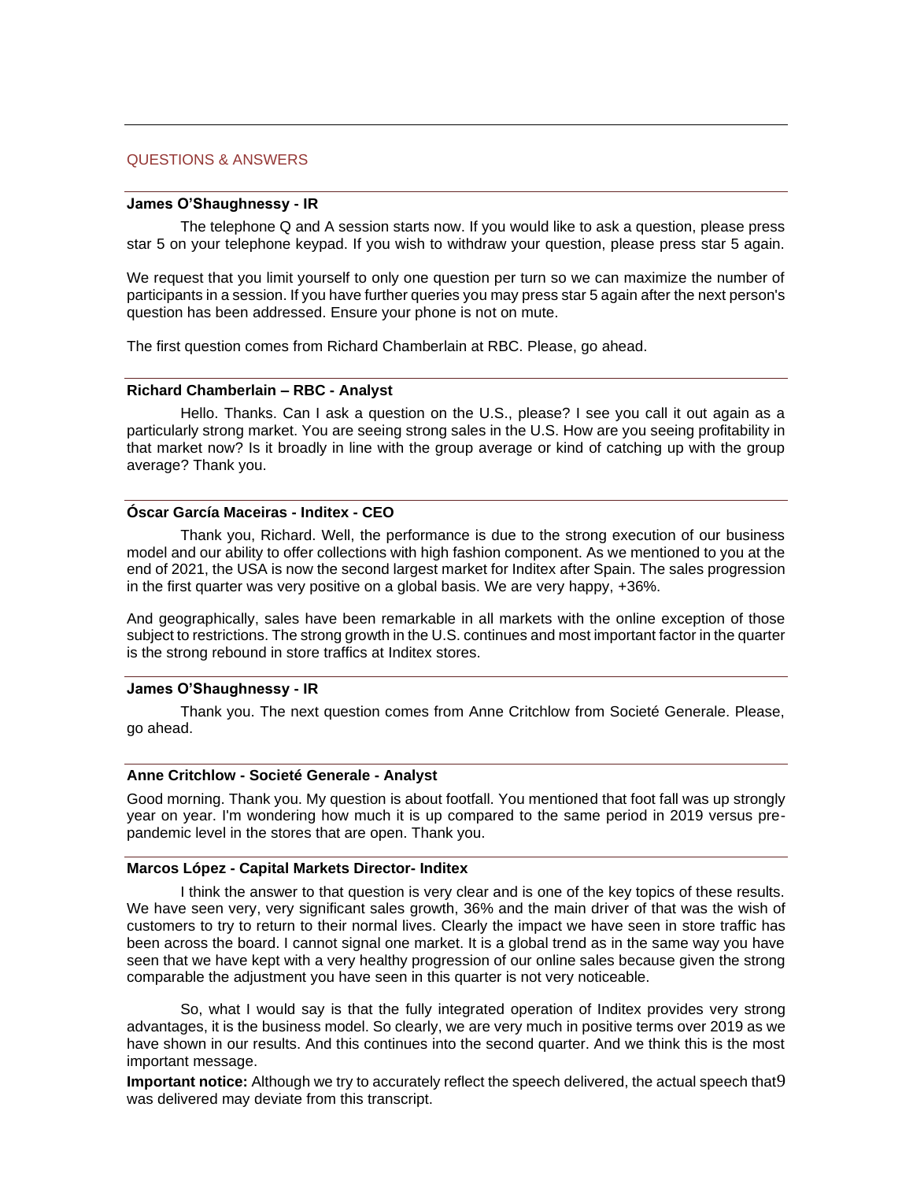## QUESTIONS & ANSWERS

**James O'Shaughnessy - IR**

The telephone Q and A session starts now. If you would like to ask a question, please press star 5 on your telephone keypad. If you wish to withdraw your question, please press star 5 again.

We request that you limit yourself to only one question per turn so we can maximize the number of participants in a session. If you have further queries you may press star 5 again after the next person's question has been addressed. Ensure your phone is not on mute.

The first question comes from Richard Chamberlain at RBC. Please, go ahead.

**Richard Chamberlain – RBC - Analyst**

Hello. Thanks. Can I ask a question on the U.S., please? I see you call it out again as a particularly strong market. You are seeing strong sales in the U.S. How are you seeing profitability in that market now? Is it broadly in line with the group average or kind of catching up with the group average? Thank you.

**Óscar García Maceiras - Inditex - CEO**

Thank you, Richard. Well, the performance is due to the strong execution of our business model and our ability to offer collections with high fashion component. As we mentioned to you at the end of 2021, the USA is now the second largest market for Inditex after Spain. The sales progression in the first quarter was very positive on a global basis. We are very happy, +36%.

And geographically, sales have been remarkable in all markets with the online exception of those subject to restrictions. The strong growth in the U.S. continues and most important factor in the quarter is the strong rebound in store traffics at Inditex stores.

**James O'Shaughnessy - IR**

Thank you. The next question comes from Anne Critchlow from Societé Generale. Please, go ahead.

**Anne Critchlow - Societé Generale - Analyst**

Good morning. Thank you. My question is about footfall. You mentioned that foot fall was up strongly year on year. I'm wondering how much it is up compared to the same period in 2019 versus pre-pandemic level in the stores that are open. Thank you.

**Marcos López - Capital Markets Director- Inditex**

I think the answer to that question is very clear and is one of the key topics of these results. We have seen very, very significant sales growth, 36% and the main driver of that was the wish of customers to try to return to their normal lives. Clearly the impact we have seen in store traffic has been across the board. I cannot signal one market. It is a global trend as in the same way you have seen that we have kept with a very healthy progression of our online sales because given the strong comparable the adjustment you have seen in this quarter is not very noticeable.

So, what I would say is that the fully integrated operation of Inditex provides very strong advantages, it is the business model. So clearly, we are very much in positive terms over 2019 as we have shown in our results. And this continues into the second quarter. And we think this is the most important message.

**Important notice:** Although we try to accurately reflect the speech delivered, the actual speech that was delivered may deviate from this transcript.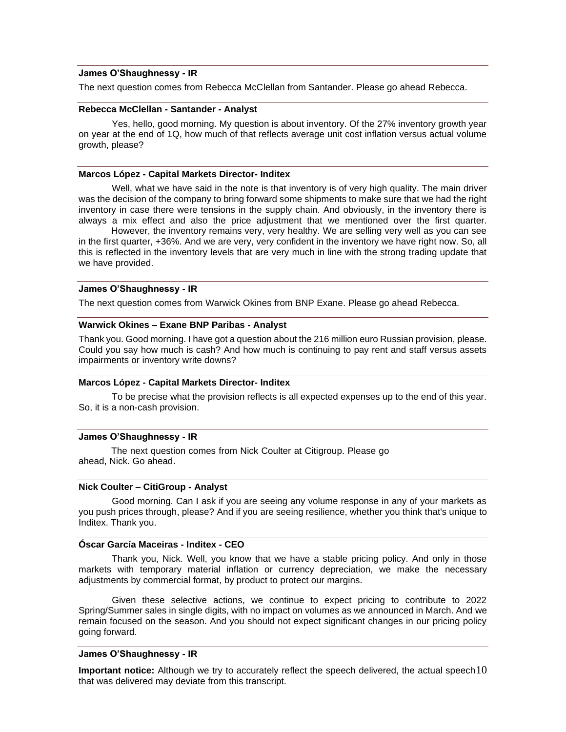**James O'Shaughnessy - IR**

The next question comes from Rebecca McClellan from Santander. Please go ahead Rebecca.

**Rebecca McClellan - Santander - Analyst**

Yes, hello, good morning. My question is about inventory. Of the 27% inventory growth year on year at the end of 1Q, how much of that reflects average unit cost inflation versus actual volume growth, please?

**Marcos López - Capital Markets Director- Inditex**

Well, what we have said in the note is that inventory is of very high quality. The main driver was the decision of the company to bring forward some shipments to make sure that we had the right inventory in case there were tensions in the supply chain. And obviously, in the inventory there is always a mix effect and also the price adjustment that we mentioned over the first quarter.

However, the inventory remains very, very healthy. We are selling very well as you can see in the first quarter, +36%. And we are very, very confident in the inventory we have right now. So, all this is reflected in the inventory levels that are very much in line with the strong trading update that we have provided.

**James O'Shaughnessy - IR**

The next question comes from Warwick Okines from BNP Exane. Please go ahead Rebecca.

**Warwick Okines – Exane BNP Paribas - Analyst**

Thank you. Good morning. I have got a question about the 216 million euro Russian provision, please. Could you say how much is cash? And how much is continuing to pay rent and staff versus assets impairments or inventory write downs?

**Marcos López - Capital Markets Director- Inditex**

To be precise what the provision reflects is all expected expenses up to the end of this year. So, it is a non-cash provision.

**James O'Shaughnessy - IR**

The next question comes from Nick Coulter at Citigroup. Please go ahead, Nick. Go ahead.

**Nick Coulter – CitiGroup - Analyst**

Good morning. Can I ask if you are seeing any volume response in any of your markets as you push prices through, please? And if you are seeing resilience, whether you think that's unique to Inditex. Thank you.

**Óscar García Maceiras - Inditex - CEO**

Thank you, Nick. Well, you know that we have a stable pricing policy. And only in those markets with temporary material inflation or currency depreciation, we make the necessary adjustments by commercial format, by product to protect our margins.

Given these selective actions, we continue to expect pricing to contribute to 2022 Spring/Summer sales in single digits, with no impact on volumes as we announced in March. And we remain focused on the season. And you should not expect significant changes in our pricing policy going forward.

**James O'Shaughnessy - IR**

**Important notice:** Although we try to accurately reflect the speech delivered, the actual speech that was delivered may deviate from this transcript.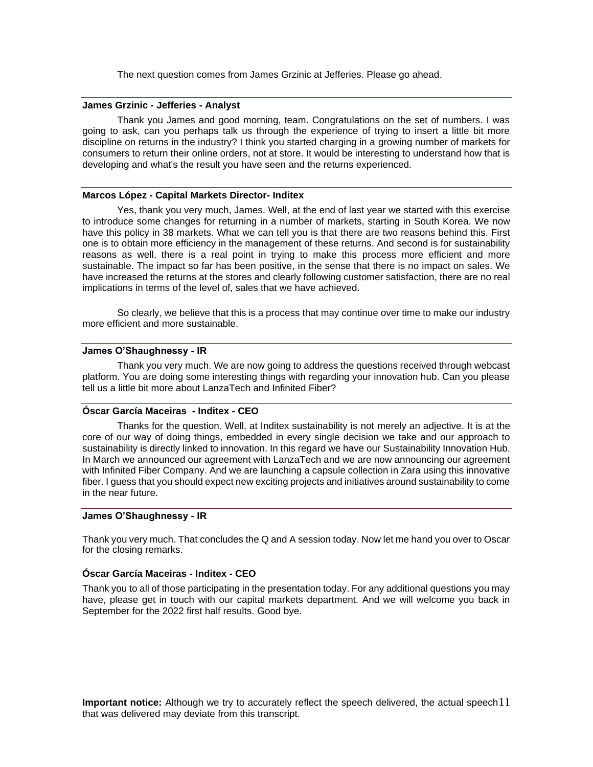The next question comes from James Grzinic at Jefferies. Please go ahead.

---

**James Grzinic - Jefferies - Analyst**

Thank you James and good morning, team. Congratulations on the set of numbers. I was going to ask, can you perhaps talk us through the experience of trying to insert a little bit more discipline on returns in the industry? I think you started charging in a growing number of markets for consumers to return their online orders, not at store. It would be interesting to understand how that is developing and what's the result you have seen and the returns experienced.

---

**Marcos López - Capital Markets Director- Inditex**

Yes, thank you very much, James. Well, at the end of last year we started with this exercise to introduce some changes for returning in a number of markets, starting in South Korea. We now have this policy in 38 markets. What we can tell you is that there are two reasons behind this. First one is to obtain more efficiency in the management of these returns. And second is for sustainability reasons as well, there is a real point in trying to make this process more efficient and more sustainable. The impact so far has been positive, in the sense that there is no impact on sales. We have increased the returns at the stores and clearly following customer satisfaction, there are no real implications in terms of the level of, sales that we have achieved.

So clearly, we believe that this is a process that may continue over time to make our industry more efficient and more sustainable.

---

**James O'Shaughnessy - IR**

Thank you very much. We are now going to address the questions received through webcast platform. You are doing some interesting things with regarding your innovation hub. Can you please tell us a little bit more about LanzaTech and Infinited Fiber?

---

**Óscar García Maceiras - Inditex - CEO**

Thanks for the question. Well, at Inditex sustainability is not merely an adjective. It is at the core of our way of doing things, embedded in every single decision we take and our approach to sustainability is directly linked to innovation. In this regard we have our Sustainability Innovation Hub. In March we announced our agreement with LanzaTech and we are now announcing our agreement with Infinited Fiber Company. And we are launching a capsule collection in Zara using this innovative fiber. I guess that you should expect new exciting projects and initiatives around sustainability to come in the near future.

---

**James O'Shaughnessy - IR**

Thank you very much. That concludes the Q and A session today. Now let me hand you over to Oscar for the closing remarks.

**Óscar García Maceiras - Inditex - CEO**

Thank you to all of those participating in the presentation today. For any additional questions you may have, please get in touch with our capital markets department. And we will welcome you back in September for the 2022 first half results. Good bye.

**Important notice:** Although we try to accurately reflect the speech delivered, the actual speech that was delivered may deviate from this transcript.